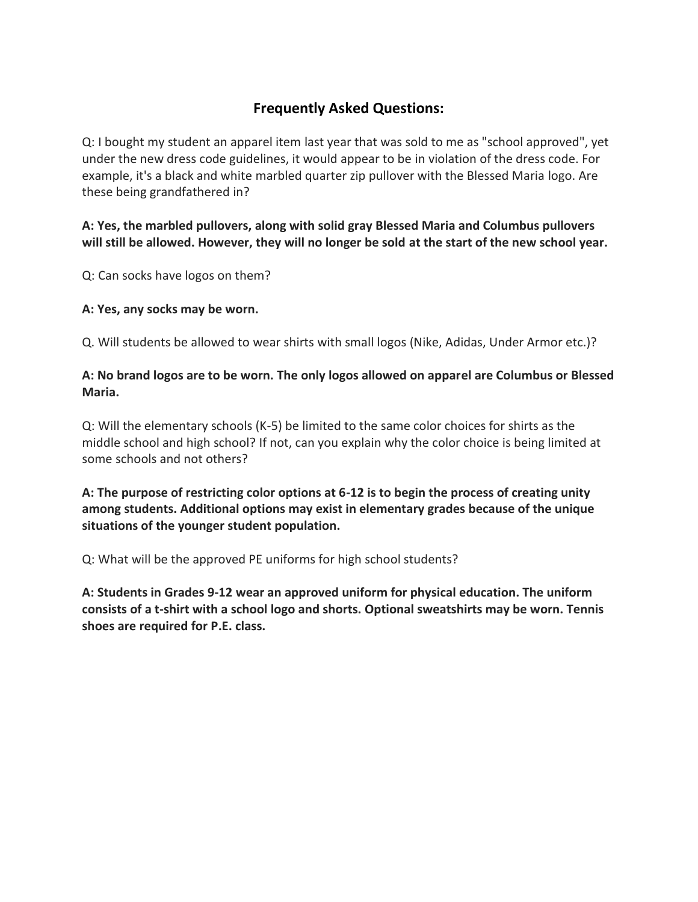## Frequently Asked Questions:

Q: I bought my student an apparel item last year that was sold to me as "school approved", yet under the new dress code guidelines, it would appear to be in violation of the dress code. For example, it's a black and white marbled quarter zip pullover with the Blessed Maria logo. Are these being grandfathered in?

**A: Yes, the marbled pullovers, along with solid gray Blessed Maria and Columbus pullovers will still be allowed. However, they will no longer be sold at the start of the new school year.**

Q: Can socks have logos on them?

**A: Yes, any socks may be worn.**

Q. Will students be allowed to wear shirts with small logos (Nike, Adidas, Under Armor etc.)?

**A: No brand logos are to be worn. The only logos allowed on apparel are Columbus or Blessed Maria.**

Q: Will the elementary schools (K-5) be limited to the same color choices for shirts as the middle school and high school? If not, can you explain why the color choice is being limited at some schools and not others?

**A: The purpose of restricting color options at 6-12 is to begin the process of creating unity among students. Additional options may exist in elementary grades because of the unique situations of the younger student population.**

Q: What will be the approved PE uniforms for high school students?

**A: Students in Grades 9-12 wear an approved uniform for physical education. The uniform consists of a t-shirt with a school logo and shorts. Optional sweatshirts may be worn. Tennis shoes are required for P.E. class.**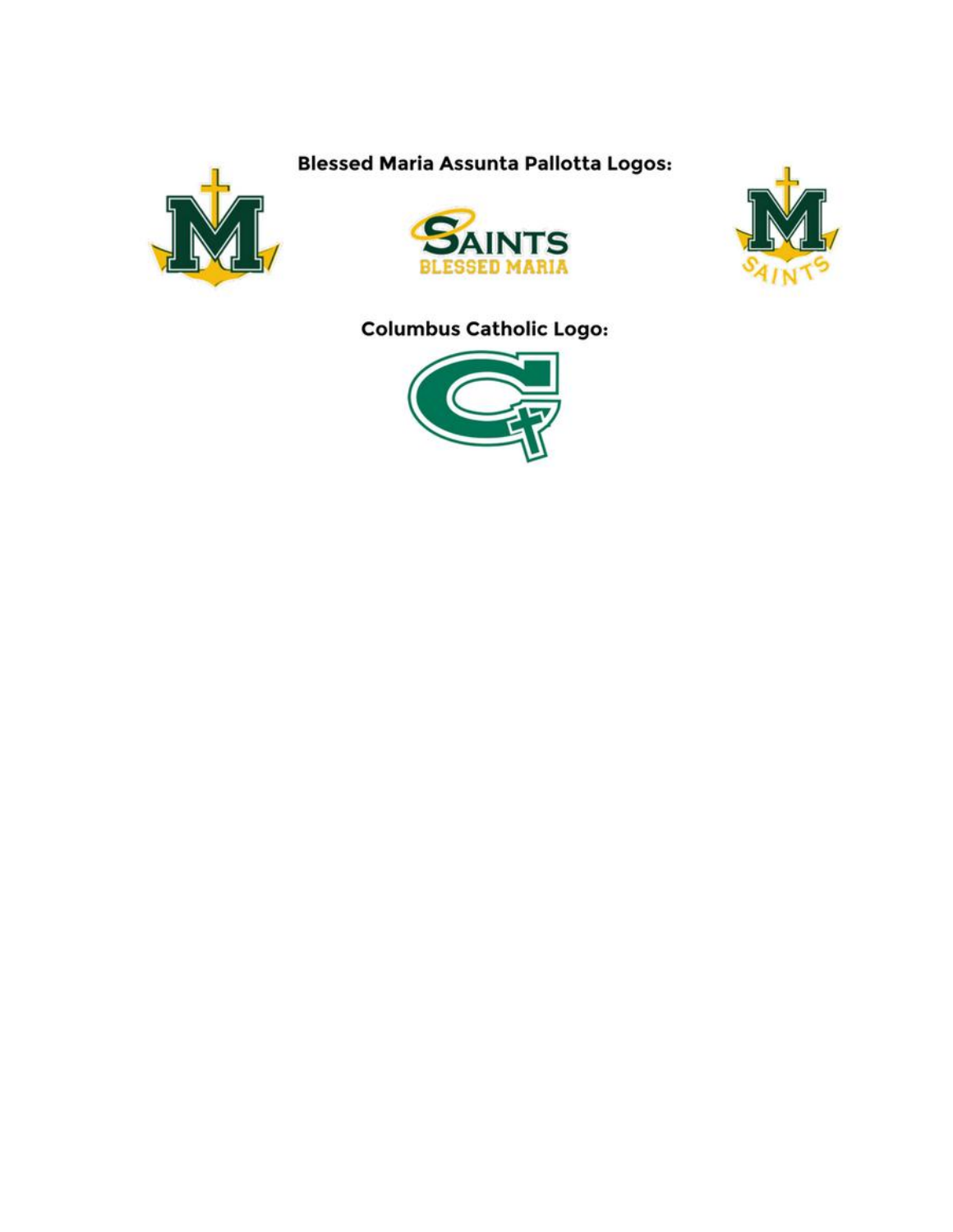**Blessed Maria Assunta Pallotta Logos:**

**Columbus Catholic Logo:**